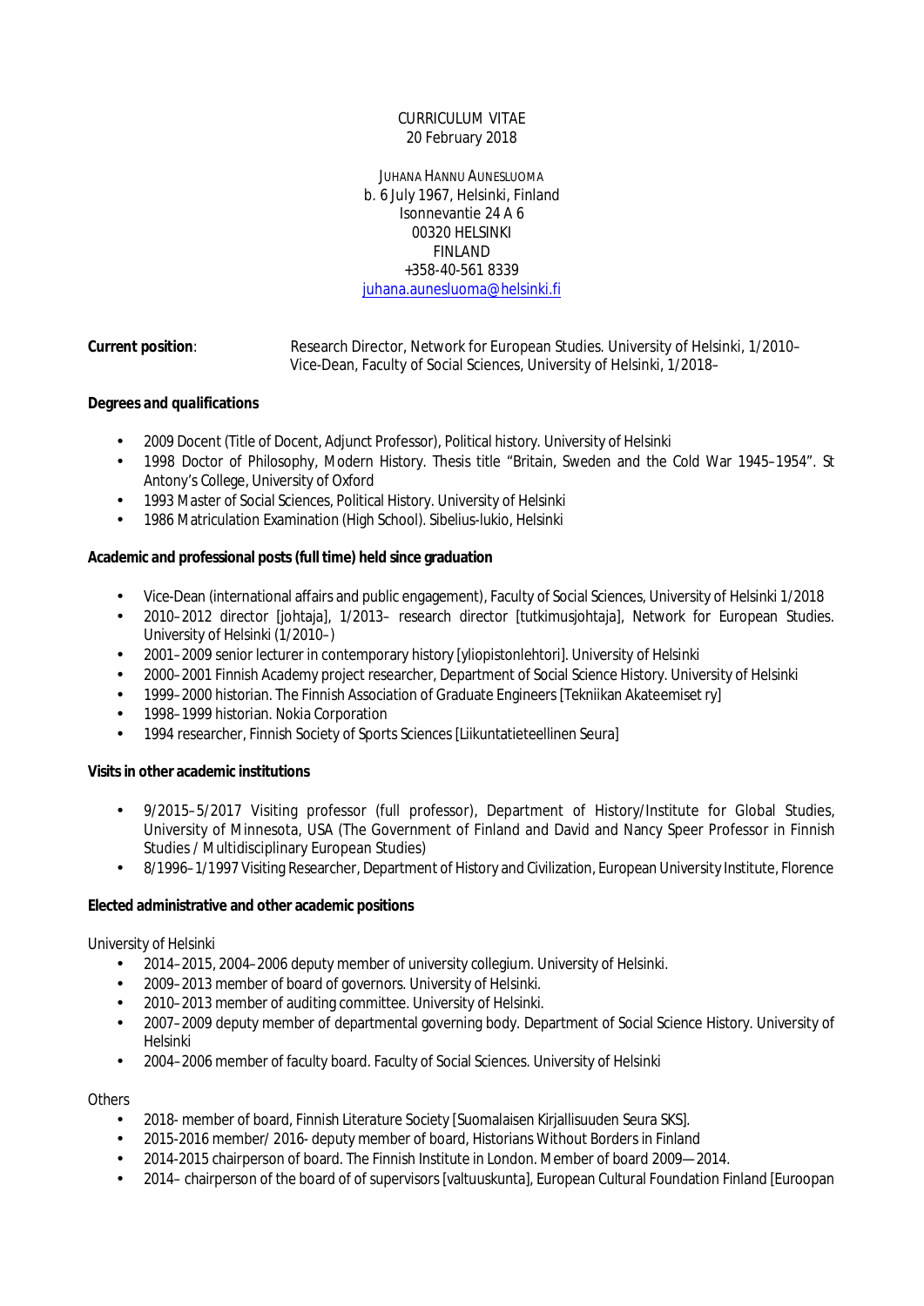CURRICULUM VITAE
20 February 2018

JUHANA HANNU AUNESLUOMA
b. 6 July 1967, Helsinki, Finland
Isonnevantie 24 A 6
00320 HELSINKI
FINLAND
+358-40-561 8339
juhana.aunesluoma@helsinki.fi

**Current position**: Research Director, Network for European Studies. University of Helsinki, 1/2010–
Vice-Dean, Faculty of Social Sciences, University of Helsinki, 1/2018–

**Degrees and qualifications**

- 2009 Docent (Title of Docent, Adjunct Professor), Political history. University of Helsinki
- 1998 Doctor of Philosophy, Modern History. Thesis title "Britain, Sweden and the Cold War 1945–1954". St Antony's College, University of Oxford
- 1993 Master of Social Sciences, Political History. University of Helsinki
- 1986 Matriculation Examination (High School). Sibelius-lukio, Helsinki

**Academic and professional posts (full time) held since graduation**

- Vice-Dean (international affairs and public engagement), Faculty of Social Sciences, University of Helsinki 1/2018
- 2010–2012 director [johtaja], 1/2013– research director [tutkimusjohtaja], Network for European Studies. University of Helsinki (1/2010–)
- 2001–2009 senior lecturer in contemporary history [yliopistonlehtori]. University of Helsinki
- 2000–2001 Finnish Academy project researcher, Department of Social Science History. University of Helsinki
- 1999–2000 historian. The Finnish Association of Graduate Engineers [Tekniikan Akateemiset ry]
- 1998–1999 historian. Nokia Corporation
- 1994 researcher, Finnish Society of Sports Sciences [Liikuntatieteellinen Seura]

**Visits in other academic institutions**

- 9/2015–5/2017 Visiting professor (full professor), Department of History/Institute for Global Studies, University of Minnesota, USA (The Government of Finland and David and Nancy Speer Professor in Finnish Studies / Multidisciplinary European Studies)
- 8/1996–1/1997 Visiting Researcher, Department of History and Civilization, European University Institute, Florence

**Elected administrative and other academic positions**

University of Helsinki

- 2014–2015, 2004–2006 deputy member of university collegium. University of Helsinki.
- 2009–2013 member of board of governors. University of Helsinki.
- 2010–2013 member of auditing committee. University of Helsinki.
- 2007–2009 deputy member of departmental governing body. Department of Social Science History. University of Helsinki
- 2004–2006 member of faculty board. Faculty of Social Sciences. University of Helsinki

Others

- 2018- member of board, Finnish Literature Society [Suomalaisen Kirjallisuuden Seura SKS].
- 2015-2016 member/ 2016- deputy member of board, Historians Without Borders in Finland
- 2014-2015 chairperson of board. The Finnish Institute in London. Member of board 2009—2014.
- 2014– chairperson of the board of of supervisors [valtuuskunta], European Cultural Foundation Finland [Euroopan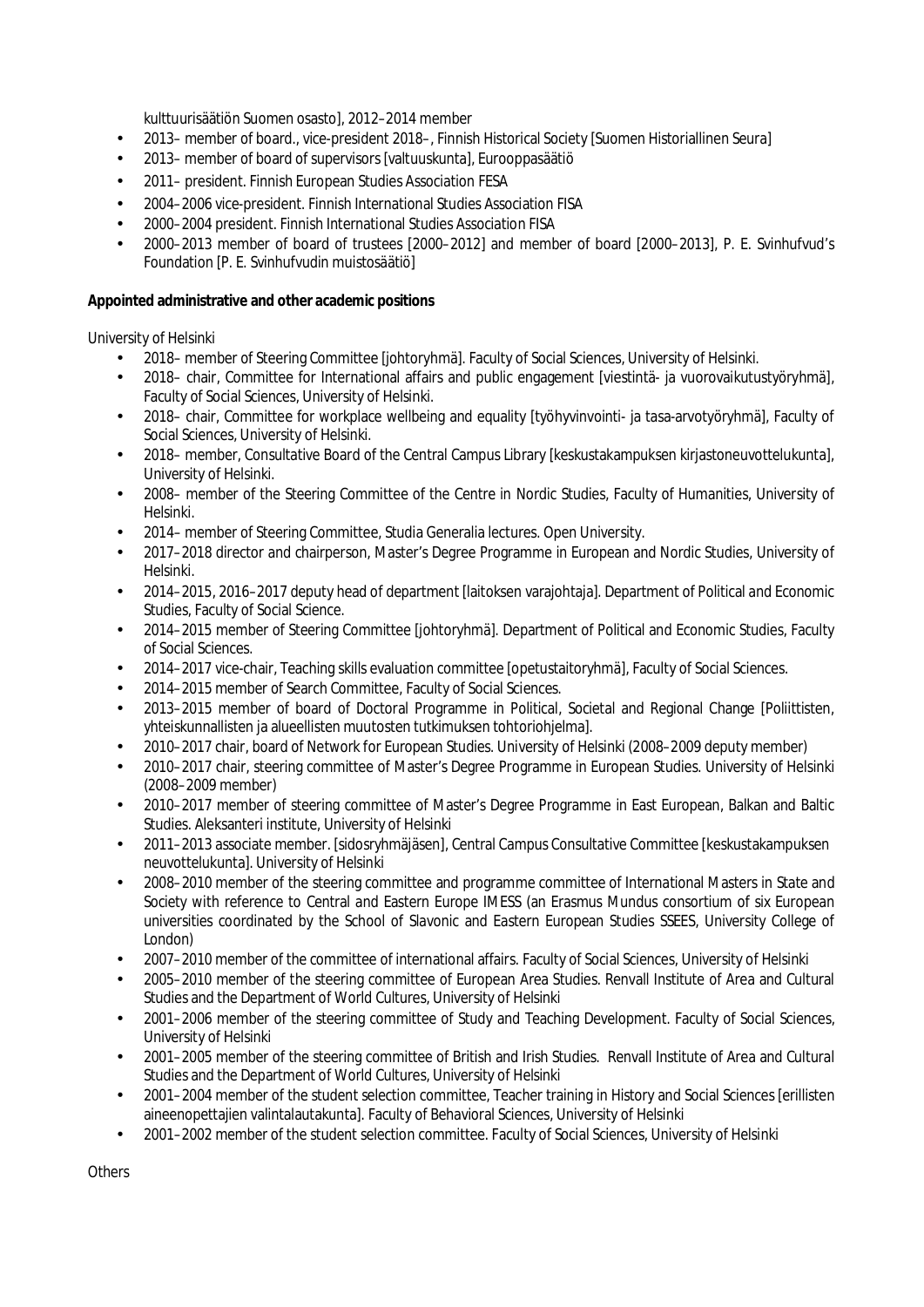kulttuurisäätiön Suomen osasto], 2012–2014 member

- 2013– member of board., vice-president 2018–, Finnish Historical Society [Suomen Historiallinen Seura]
- 2013– member of board of supervisors [valtuuskunta], Eurooppasäätiö
- 2011– president. Finnish European Studies Association FESA
- 2004–2006 vice-president. Finnish International Studies Association FISA
- 2000–2004 president. Finnish International Studies Association FISA
- 2000–2013 member of board of trustees [2000–2012] and member of board [2000–2013], P. E. Svinhufvud's Foundation [P. E. Svinhufvudin muistosäätiö]

**Appointed administrative and other academic positions**

University of Helsinki

- 2018– member of Steering Committee [johtoryhmä]. Faculty of Social Sciences, University of Helsinki.
- 2018– chair, Committee for International affairs and public engagement [viestintä- ja vuorovaikutustyöryhmä], Faculty of Social Sciences, University of Helsinki.
- 2018– chair, Committee for workplace wellbeing and equality [työhyvinvointi- ja tasa-arvotyöryhmä], Faculty of Social Sciences, University of Helsinki.
- 2018– member, Consultative Board of the Central Campus Library [keskustakampuksen kirjastoneuvottelukunta], University of Helsinki.
- 2008– member of the Steering Committee of the Centre in Nordic Studies, Faculty of Humanities, University of Helsinki.
- 2014– member of Steering Committee, Studia Generalia lectures. Open University.
- 2017–2018 director and chairperson, Master's Degree Programme in European and Nordic Studies, University of Helsinki.
- 2014–2015, 2016–2017 deputy head of department [laitoksen varajohtaja]. Department of Political and Economic Studies, Faculty of Social Science.
- 2014–2015 member of Steering Committee [johtoryhmä]. Department of Political and Economic Studies, Faculty of Social Sciences.
- 2014–2017 vice-chair, Teaching skills evaluation committee [opetustaitoryhmä], Faculty of Social Sciences.
- 2014–2015 member of Search Committee, Faculty of Social Sciences.
- 2013–2015 member of board of Doctoral Programme in Political, Societal and Regional Change [Poliittisten, yhteiskunnallisten ja alueellisten muutosten tutkimuksen tohtoriohjelma].
- 2010–2017 chair, board of Network for European Studies. University of Helsinki (2008–2009 deputy member)
- 2010–2017 chair, steering committee of Master's Degree Programme in European Studies. University of Helsinki (2008–2009 member)
- 2010–2017 member of steering committee of Master's Degree Programme in East European, Balkan and Baltic Studies. Aleksanteri institute, University of Helsinki
- 2011–2013 associate member. [sidosryhmäjäsen], Central Campus Consultative Committee [keskustakampuksen neuvottelukunta]. University of Helsinki
- 2008–2010 member of the steering committee and programme committee of International Masters in State and Society with reference to Central and Eastern Europe IMESS (an Erasmus Mundus consortium of six European universities coordinated by the School of Slavonic and Eastern European Studies SSEES, University College of London)
- 2007–2010 member of the committee of international affairs. Faculty of Social Sciences, University of Helsinki
- 2005–2010 member of the steering committee of European Area Studies. Renvall Institute of Area and Cultural Studies and the Department of World Cultures, University of Helsinki
- 2001–2006 member of the steering committee of Study and Teaching Development. Faculty of Social Sciences, University of Helsinki
- 2001–2005 member of the steering committee of British and Irish Studies. Renvall Institute of Area and Cultural Studies and the Department of World Cultures, University of Helsinki
- 2001–2004 member of the student selection committee, Teacher training in History and Social Sciences [erillisten aineenopettajien valintalautakunta]. Faculty of Behavioral Sciences, University of Helsinki
- 2001–2002 member of the student selection committee. Faculty of Social Sciences, University of Helsinki

Others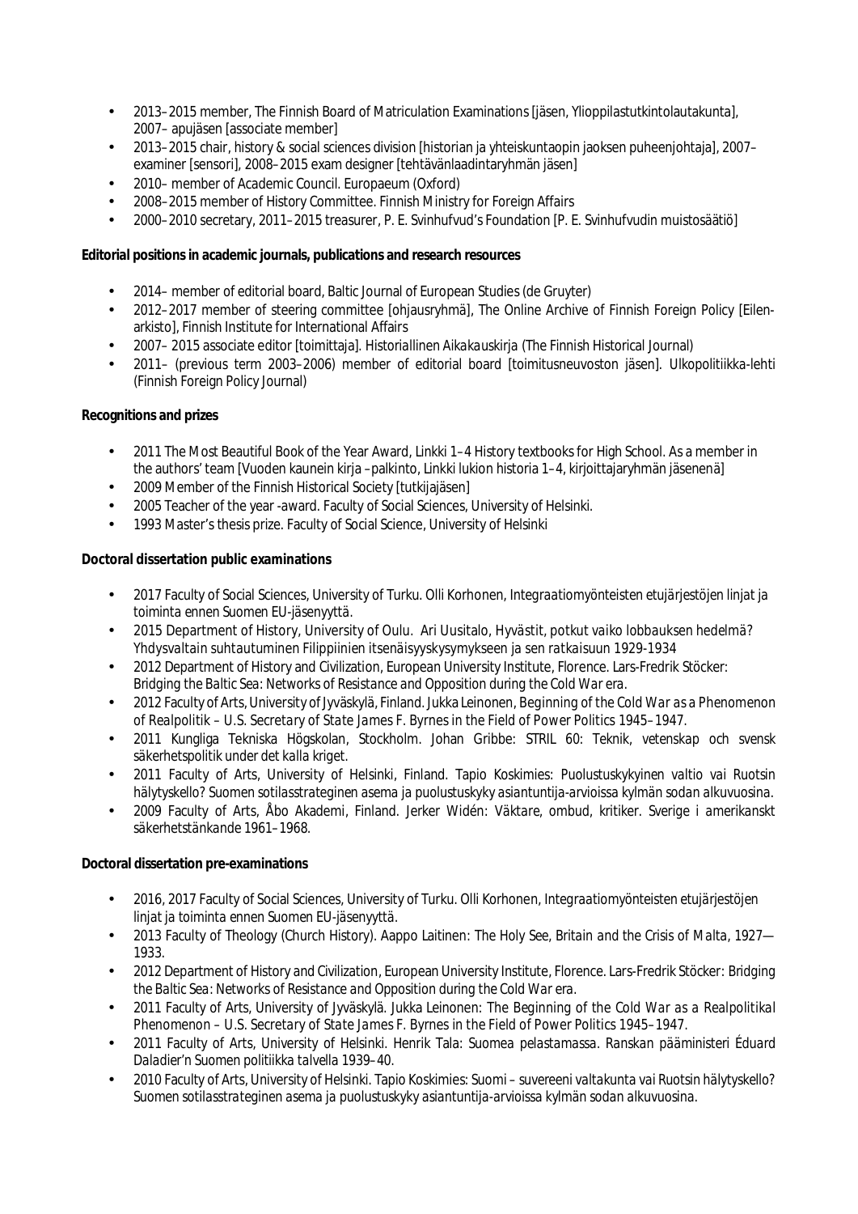- 2013–2015 member, The Finnish Board of Matriculation Examinations [jäsen, Ylioppilastutkintolautakunta], 2007– apujäsen [associate member]
- 2013–2015 chair, history & social sciences division [historian ja yhteiskuntaopin jaoksen puheenjohtaja], 2007– examiner [sensori], 2008–2015 exam designer [tehtävänlaadintaryhmän jäsen]
- 2010– member of Academic Council. Europaeum (Oxford)
- 2008–2015 member of History Committee. Finnish Ministry for Foreign Affairs
- 2000–2010 secretary, 2011–2015 treasurer, P. E. Svinhufvud's Foundation [P. E. Svinhufvudin muistosäätiö]

**Editorial positions in academic journals, publications and research resources**

- 2014– member of editorial board, Baltic Journal of European Studies (de Gruyter)
- 2012–2017 member of steering committee [ohjausryhmä], The Online Archive of Finnish Foreign Policy [Eilen-arkisto], Finnish Institute for International Affairs
- 2007– 2015 associate editor [toimittaja]. Historiallinen *Aikakauskirja* (The Finnish Historical Journal)
- 2011– (previous term 2003–2006) member of editorial board [toimitusneuvoston jäsen]. Ulkopolitiikka-lehti (Finnish Foreign Policy Journal)

**Recognitions and prizes**

- 2011 The Most Beautiful Book of the Year Award, Linkki 1–4 History textbooks for High School. As a member in the authors' team [Vuoden kaunein kirja –palkinto, Linkki lukion historia 1–4, kirjoittajaryhmän jäsenenä]
- 2009 Member of the Finnish Historical Society [tutkijajäsen]
- 2005 Teacher of the year -award. Faculty of Social Sciences, University of Helsinki.
- 1993 Master's thesis prize. Faculty of Social Science, University of Helsinki

**Doctoral dissertation public examinations**

- 2017 Faculty of Social Sciences, University of Turku. Olli Korhonen, *Integraatiomyönteisten etujärjestöjen linjat ja toiminta ennen Suomen EU-jäsenyyttä.*
- 2015 Department of History, University of Oulu. Ari Uusitalo, *Hyvästit, potkut vaiko lobbauksen hedelmä? Yhdysvaltain suhtautuminen Filippiinien itsenäisyyskysymykseen ja sen ratkaisuun 1929-1934*
- 2012 Department of History and Civilization, European University Institute, Florence. Lars-Fredrik Stöcker: *Bridging the Baltic Sea: Networks of Resistance and Opposition during the Cold War era.*
- 2012 Faculty of Arts, University of Jyväskylä, Finland. Jukka Leinonen, *Beginning of the Cold War as a Phenomenon of Realpolitik – U.S. Secretary of State James F. Byrnes in the Field of Power Politics 1945–1947.*
- 2011 Kungliga Tekniska Högskolan, Stockholm. Johan Gribbe: *STRIL 60: Teknik, vetenskap och svensk säkerhetspolitik under det kalla kriget.*
- 2011 Faculty of Arts, University of Helsinki, Finland. Tapio Koskimies: *Puolustuskykyinen valtio vai Ruotsin hälytyskello? Suomen sotilasstrateginen asema ja puolustuskyky asiantuntija-arvioissa kylmän sodan alkuvuosina.*
- 2009 Faculty of Arts, Åbo Akademi, Finland. Jerker Widén: *Väktare, ombud, kritiker. Sverige i amerikanskt säkerhetstänkande 1961–1968.*

**Doctoral dissertation pre-examinations**

- 2016, 2017 Faculty of Social Sciences, University of Turku. Olli Korhonen, *Integraatiomyönteisten etujärjestöjen linjat ja toiminta ennen Suomen EU-jäsenyyttä.*
- 2013 Faculty of Theology (Church History). Aappo Laitinen: *The Holy See, Britain and the Crisis of Malta, 1927—1933.*
- 2012 Department of History and Civilization, European University Institute, Florence. Lars-Fredrik Stöcker: *Bridging the Baltic Sea: Networks of Resistance and Opposition during the Cold War era.*
- 2011 Faculty of Arts, University of Jyväskylä. Jukka Leinonen: *The Beginning of the Cold War as a Realpolitikal Phenomenon – U.S. Secretary of State James F. Byrnes in the Field of Power Politics 1945–1947.*
- 2011 Faculty of Arts, University of Helsinki. Henrik Tala: *Suomea pelastamassa. Ranskan pääministeri Éduard Daladier'n Suomen politiikka talvella 1939–40.*
- 2010 Faculty of Arts, University of Helsinki. Tapio Koskimies: *Suomi – suvereeni valtakunta vai Ruotsin hälytyskello? Suomen sotilasstrateginen asema ja puolustuskyky asiantuntija-arvioissa kylmän sodan alkuvuosina.*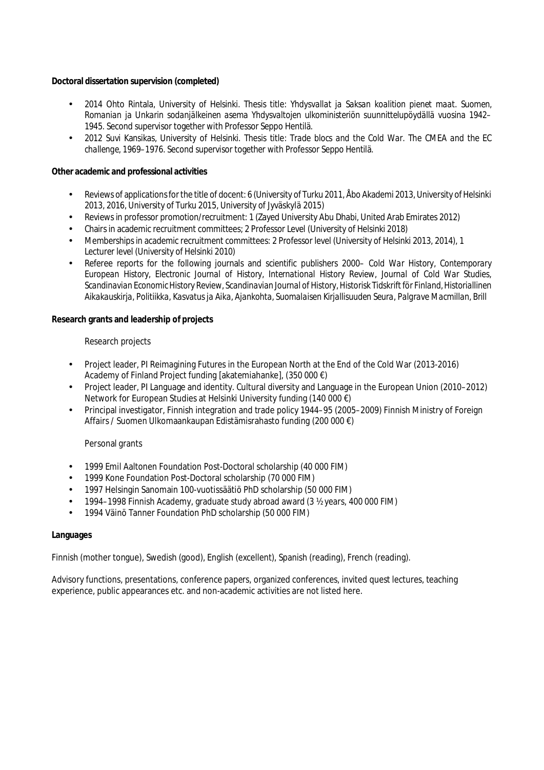**Doctoral dissertation supervision (completed)**

- 2014 Ohto Rintala, University of Helsinki. Thesis title: *Yhdysvallat ja Saksan koalition pienet maat. Suomen, Romanian ja Unkarin sodanjälkeinen asema Yhdysvaltojen ulkoministeriön suunnittelupöydällä vuosina 1942–1945*. Second supervisor together with Professor Seppo Hentilä.
- 2012 Suvi Kansikas, University of Helsinki. Thesis title: *Trade blocs and the Cold War. The CMEA and the EC challenge, 1969–1976*. Second supervisor together with Professor Seppo Hentilä.

**Other academic and professional activities**

- Reviews of applications for the title of docent: 6 (University of Turku 2011, Åbo Akademi 2013, University of Helsinki 2013, 2016, University of Turku 2015, University of Jyväskylä 2015)
- Reviews in professor promotion/recruitment: 1 (Zayed University Abu Dhabi, United Arab Emirates 2012)
- Chairs in academic recruitment committees; 2 Professor Level (University of Helsinki 2018)
- Memberships in academic recruitment committees: 2 Professor level (University of Helsinki 2013, 2014), 1 Lecturer level (University of Helsinki 2010)
- Referee reports for the following journals and scientific publishers 2000– *Cold War History*, *Contemporary European History*, *Electronic Journal of History*, *International History Review*, *Journal of Cold War Studies*, *Scandinavian Economic History Review*, *Scandinavian Journal of History*, *Historisk Tidskrift för Finland*, *Historiallinen Aikakauskirja*, *Politiikka*, *Kasvatus ja Aika*, *Ajankohta*, *Suomalaisen Kirjallisuuden Seura*, *Palgrave Macmillan*, *Brill*

**Research grants and leadership of projects**

Research projects

- Project leader, PI Reimagining Futures in the European North at the End of the Cold War (2013-2016) Academy of Finland Project funding [akatemiahanke], (350 000 €)
- Project leader, PI Language and identity. Cultural diversity and Language in the European Union (2010–2012) Network for European Studies at Helsinki University funding (140 000 €)
- Principal investigator, Finnish integration and trade policy 1944–95 (2005–2009) Finnish Ministry of Foreign Affairs / Suomen Ulkomaankaupan Edistämisrahasto funding (200 000 €)

Personal grants

- 1999 Emil Aaltonen Foundation Post-Doctoral scholarship (40 000 FIM)
- 1999 Kone Foundation Post-Doctoral scholarship (70 000 FIM)
- 1997 Helsingin Sanomain 100-vuotissäätiö PhD scholarship (50 000 FIM)
- 1994–1998 Finnish Academy, graduate study abroad award (3 ½ years, 400 000 FIM)
- 1994 Väinö Tanner Foundation PhD scholarship (50 000 FIM)

**Languages**

Finnish (mother tongue), Swedish (good), English (excellent), Spanish (reading), French (reading).

Advisory functions, presentations, conference papers, organized conferences, invited quest lectures, teaching experience, public appearances etc. and non-academic activities are not listed here.